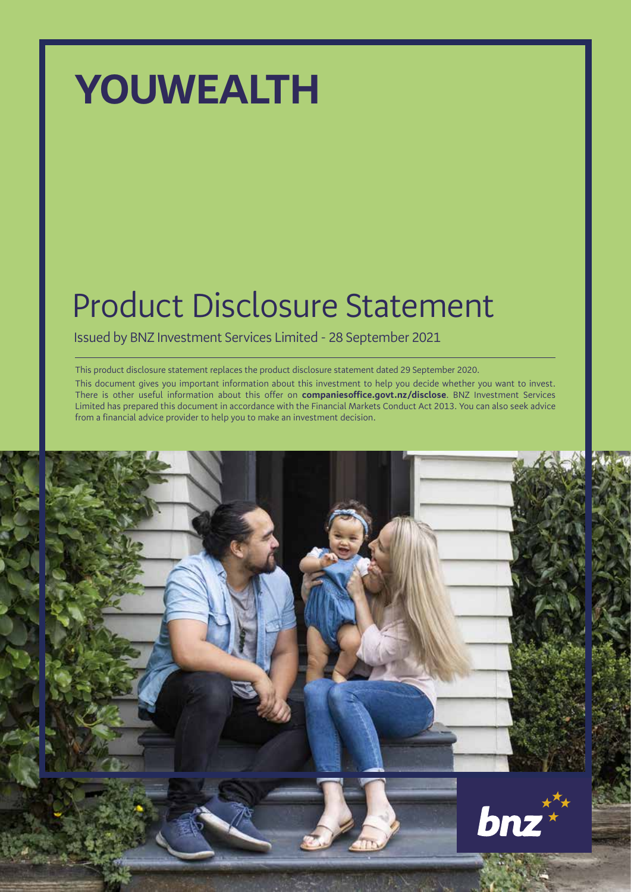# YOUWEALTH

## Product Disclosure Statement

Issued by BNZ Investment Services Limited - 28 September 2021

This product disclosure statement replaces the product disclosure statement dated 29 September 2020.

This document gives you important information about this investment to help you decide whether you want to invest. There is other useful information about this offer on **companiesoffice.govt.nz/disclose**. BNZ Investment Services Limited has prepared this document in accordance with the Financial Markets Conduct Act 2013. You can also seek advice from a financial advice provider to help you to make an investment decision.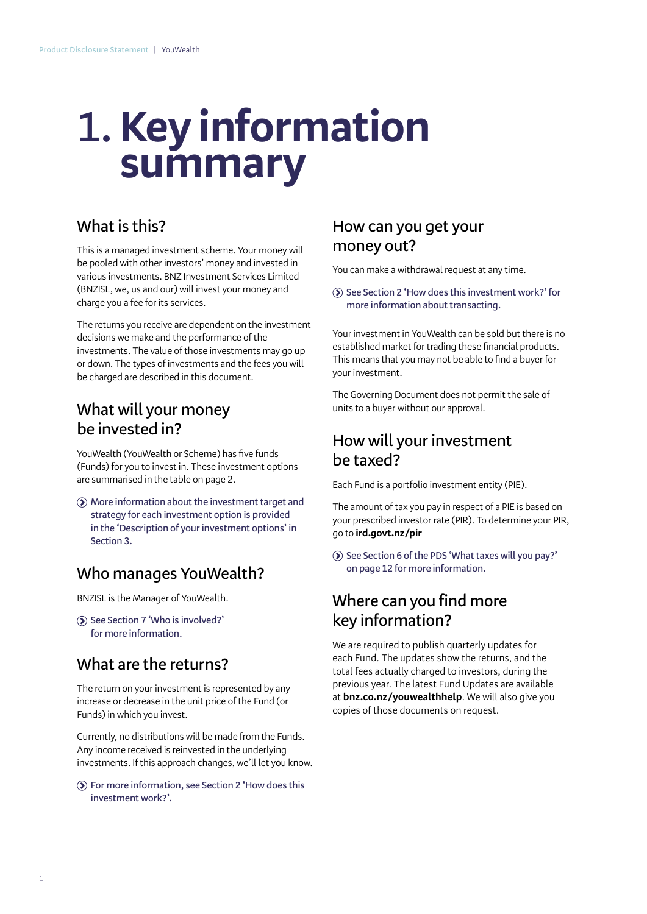# 1. Key information summary

## What is this?

This is a managed investment scheme. Your money will be pooled with other investors' money and invested in various investments. BNZ Investment Services Limited (BNZISL, we, us and our) will invest your money and charge you a fee for its services.

The returns you receive are dependent on the investment decisions we make and the performance of the investments. The value of those investments may go up or down. The types of investments and the fees you will be charged are described in this document.

## What will your money be invested in?

YouWealth (YouWealth or Scheme) has five funds (Funds) for you to invest in. These investment options are summarised in the table on page 2.

More information about the investment target and strategy for each investment option is provided in the 'Description of your investment options' in Section 3.

## Who manages YouWealth?

BNZISL is the Manager of YouWealth.

See Section 7 'Who is involved?' for more information.

## What are the returns?

The return on your investment is represented by any increase or decrease in the unit price of the Fund (or Funds) in which you invest.

Currently, no distributions will be made from the Funds. Any income received is reinvested in the underlying investments. If this approach changes, we'll let you know.

For more information, see Section 2 'How does this investment work?'.

## How can you get your money out?

You can make a withdrawal request at any time.

See Section 2 'How does this investment work?' for more information about transacting.

Your investment in YouWealth can be sold but there is no established market for trading these financial products. This means that you may not be able to find a buyer for your investment.

The Governing Document does not permit the sale of units to a buyer without our approval.

## How will your investment be taxed?

Each Fund is a portfolio investment entity (PIE).

The amount of tax you pay in respect of a PIE is based on your prescribed investor rate (PIR). To determine your PIR, go to **ird.govt.nz/pir**

See Section 6 of the PDS 'What taxes will you pay?' on page 12 for more information.

## Where can you find more key information?

We are required to publish quarterly updates for each Fund. The updates show the returns, and the total fees actually charged to investors, during the previous year. The latest Fund Updates are available at **bnz.co.nz/youwealthhelp**. We will also give you copies of those documents on request.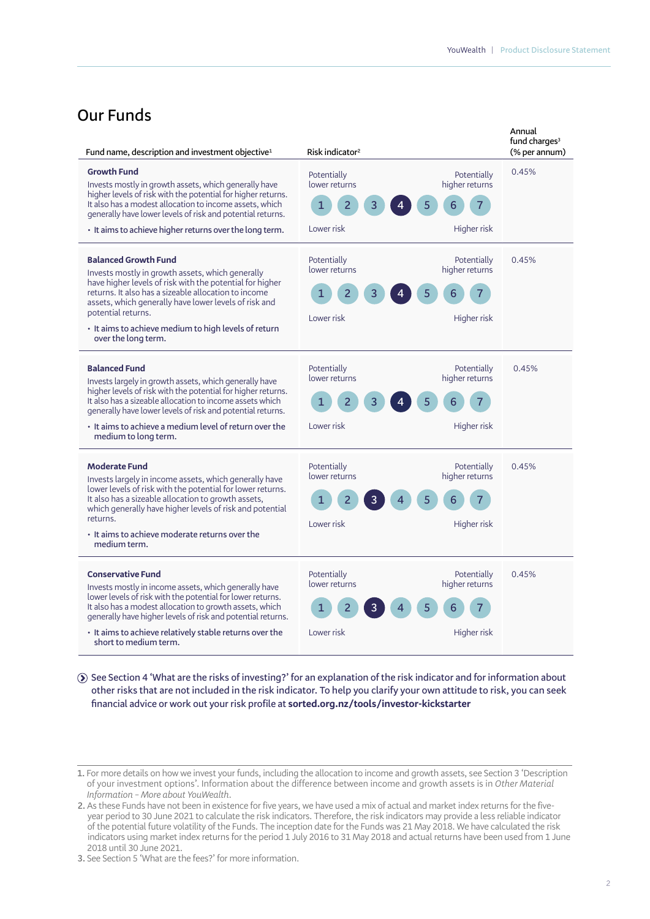## Our Funds

| Fund name, description and investment objective[1] | Risk indicator[2] | Annual fund charges[3] (% per annum) |
|---|---|---|
| **Growth Fund**<br>Invests mostly in growth assets, which generally have higher levels of risk with the potential for higher returns. It also has a modest allocation to income assets, which generally have lower levels of risk and potential returns.<br>• **It aims to achieve higher returns over the long term.** | Potentially lower returns — Potentially higher returns<br>1 2 3 **4** 5 6 7<br>Lower risk — Higher risk | 0.45% |
| **Balanced Growth Fund**<br>Invests mostly in growth assets, which generally have higher levels of risk with the potential for higher returns. It also has a sizeable allocation to income assets, which generally have lower levels of risk and potential returns.<br>• **It aims to achieve medium to high levels of return over the long term.** | Potentially lower returns — Potentially higher returns<br>1 2 3 **4** 5 6 7<br>Lower risk — Higher risk | 0.45% |
| **Balanced Fund**<br>Invests largely in growth assets, which generally have higher levels of risk with the potential for higher returns. It also has a sizeable allocation to income assets which generally have lower levels of risk and potential returns.<br>• **It aims to achieve a medium level of return over the medium to long term.** | Potentially lower returns — Potentially higher returns<br>1 2 3 **4** 5 6 7<br>Lower risk — Higher risk | 0.45% |
| **Moderate Fund**<br>Invests largely in income assets, which generally have lower levels of risk with the potential for lower returns. It also has a sizeable allocation to growth assets, which generally have higher levels of risk and potential returns.<br>• **It aims to achieve moderate returns over the medium term.** | Potentially lower returns — Potentially higher returns<br>1 2 **3** 4 5 6 7<br>Lower risk — Higher risk | 0.45% |
| **Conservative Fund**<br>Invests mostly in income assets, which generally have lower levels of risk with the potential for lower returns. It also has a modest allocation to growth assets, which generally have higher levels of risk and potential returns.<br>• **It aims to achieve relatively stable returns over the short to medium term.** | Potentially lower returns — Potentially higher returns<br>1 2 **3** 4 5 6 7<br>Lower risk — Higher risk | 0.45% |

See Section 4 'What are the risks of investing?' for an explanation of the risk indicator and for information about other risks that are not included in the risk indicator. To help you clarify your own attitude to risk, you can seek financial advice or work out your risk profile at **sorted.org.nz/tools/investor-kickstarter**

1. For more details on how we invest your funds, including the allocation to income and growth assets, see Section 3 'Description of your investment options'. Information about the difference between income and growth assets is in *Other Material Information – More about YouWealth*.
2. As these Funds have not been in existence for five years, we have used a mix of actual and market index returns for the five-year period to 30 June 2021 to calculate the risk indicators. Therefore, the risk indicators may provide a less reliable indicator of the potential future volatility of the Funds. The inception date for the Funds was 21 May 2018. We have calculated the risk indicators using market index returns for the period 1 July 2016 to 31 May 2018 and actual returns have been used from 1 June 2018 until 30 June 2021.
3. See Section 5 'What are the fees?' for more information.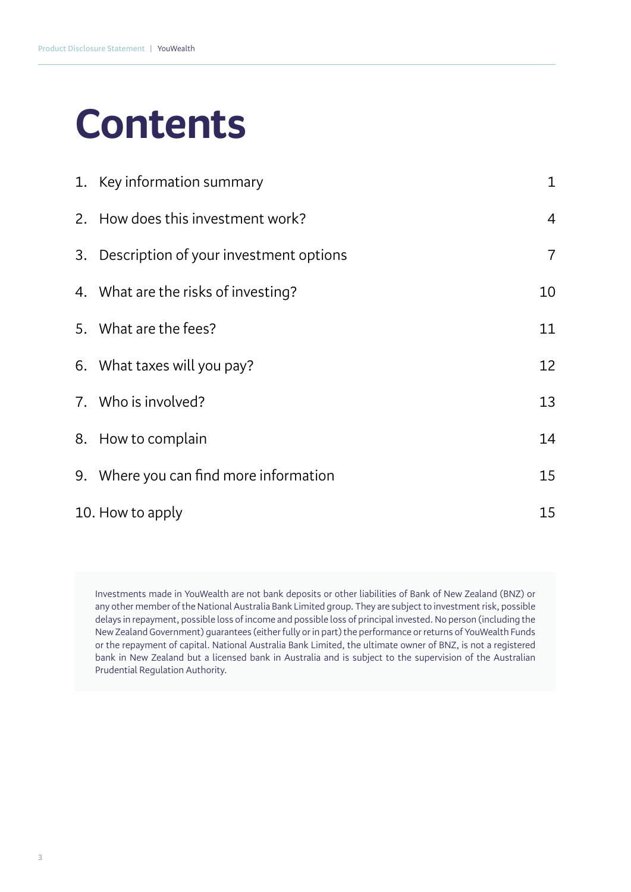# Contents

| | |
|---|---|
| 1. Key information summary | 1 |
| 2. How does this investment work? | 4 |
| 3. Description of your investment options | 7 |
| 4. What are the risks of investing? | 10 |
| 5. What are the fees? | 11 |
| 6. What taxes will you pay? | 12 |
| 7. Who is involved? | 13 |
| 8. How to complain | 14 |
| 9. Where you can find more information | 15 |
| 10. How to apply | 15 |

Investments made in YouWealth are not bank deposits or other liabilities of Bank of New Zealand (BNZ) or any other member of the National Australia Bank Limited group. They are subject to investment risk, possible delays in repayment, possible loss of income and possible loss of principal invested. No person (including the New Zealand Government) guarantees (either fully or in part) the performance or returns of YouWealth Funds or the repayment of capital. National Australia Bank Limited, the ultimate owner of BNZ, is not a registered bank in New Zealand but a licensed bank in Australia and is subject to the supervision of the Australian Prudential Regulation Authority.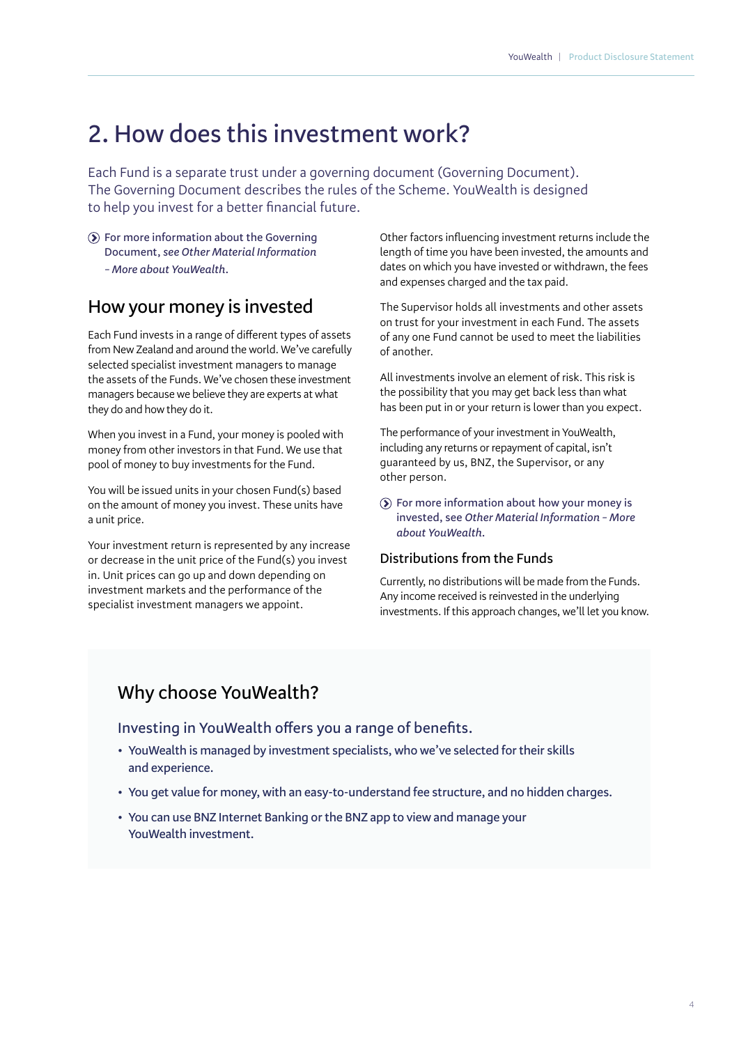# 2. How does this investment work?

Each Fund is a separate trust under a governing document (Governing Document). The Governing Document describes the rules of the Scheme. YouWealth is designed to help you invest for a better financial future.

For more information about the Governing Document, *see Other Material Information – More about YouWealth.*

## How your money is invested

Each Fund invests in a range of different types of assets from New Zealand and around the world. We've carefully selected specialist investment managers to manage the assets of the Funds. We've chosen these investment managers because we believe they are experts at what they do and how they do it.

When you invest in a Fund, your money is pooled with money from other investors in that Fund. We use that pool of money to buy investments for the Fund.

You will be issued units in your chosen Fund(s) based on the amount of money you invest. These units have a unit price.

Your investment return is represented by any increase or decrease in the unit price of the Fund(s) you invest in. Unit prices can go up and down depending on investment markets and the performance of the specialist investment managers we appoint.

Other factors influencing investment returns include the length of time you have been invested, the amounts and dates on which you have invested or withdrawn, the fees and expenses charged and the tax paid.

The Supervisor holds all investments and other assets on trust for your investment in each Fund. The assets of any one Fund cannot be used to meet the liabilities of another.

All investments involve an element of risk. This risk is the possibility that you may get back less than what has been put in or your return is lower than you expect.

The performance of your investment in YouWealth, including any returns or repayment of capital, isn't guaranteed by us, BNZ, the Supervisor, or any other person.

For more information about how your money is invested, see *Other Material Information – More about YouWealth.*

### Distributions from the Funds

Currently, no distributions will be made from the Funds. Any income received is reinvested in the underlying investments. If this approach changes, we'll let you know.

## Why choose YouWealth?

Investing in YouWealth offers you a range of benefits.

- YouWealth is managed by investment specialists, who we've selected for their skills and experience.
- You get value for money, with an easy-to-understand fee structure, and no hidden charges.
- You can use BNZ Internet Banking or the BNZ app to view and manage your YouWealth investment.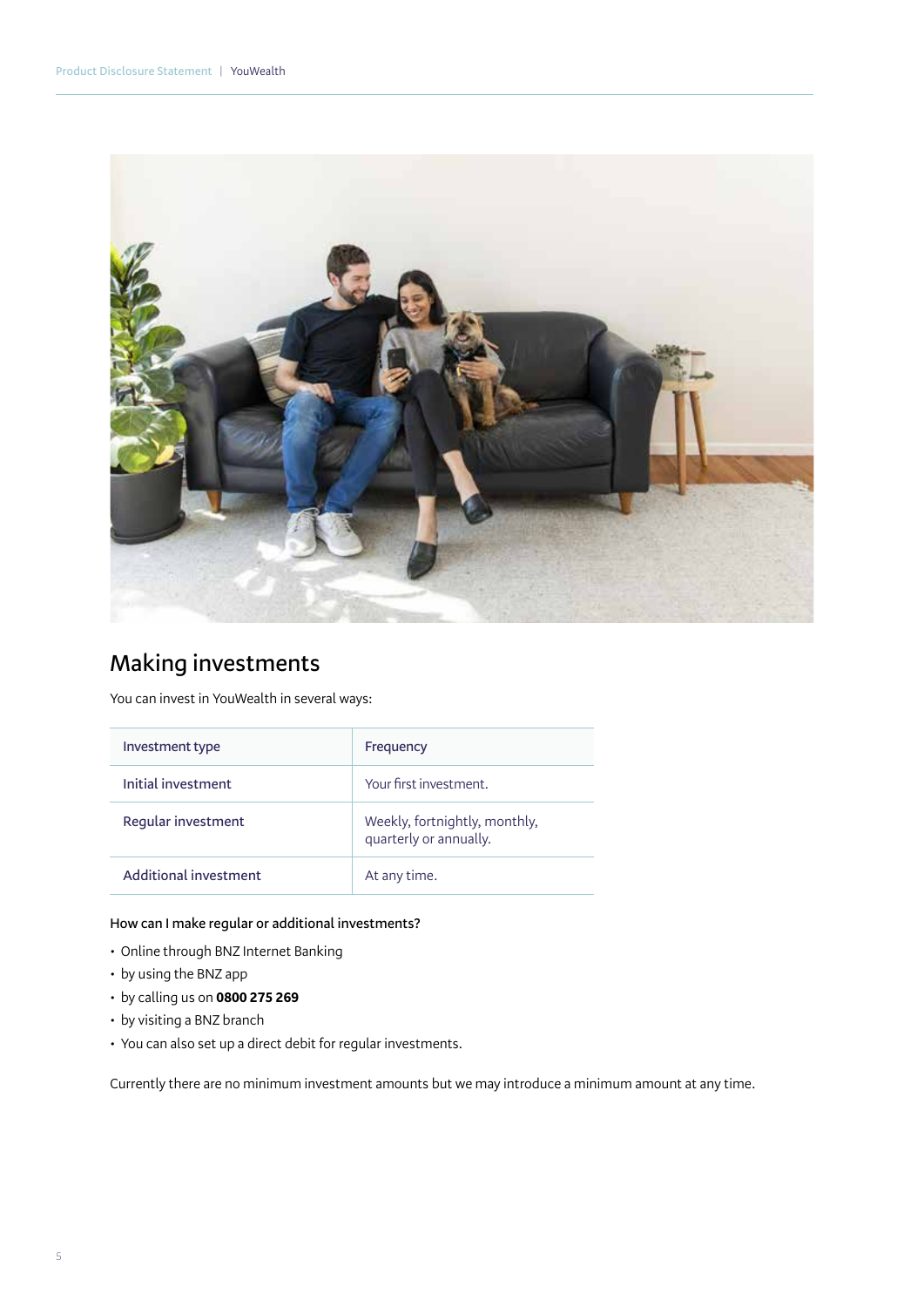## Making investments

You can invest in YouWealth in several ways:

| Investment type | Frequency |
| --- | --- |
| Initial investment | Your first investment. |
| Regular investment | Weekly, fortnightly, monthly, quarterly or annually. |
| Additional investment | At any time. |

**How can I make regular or additional investments?**

- Online through BNZ Internet Banking
- by using the BNZ app
- by calling us on **0800 275 269**
- by visiting a BNZ branch
- You can also set up a direct debit for regular investments.

Currently there are no minimum investment amounts but we may introduce a minimum amount at any time.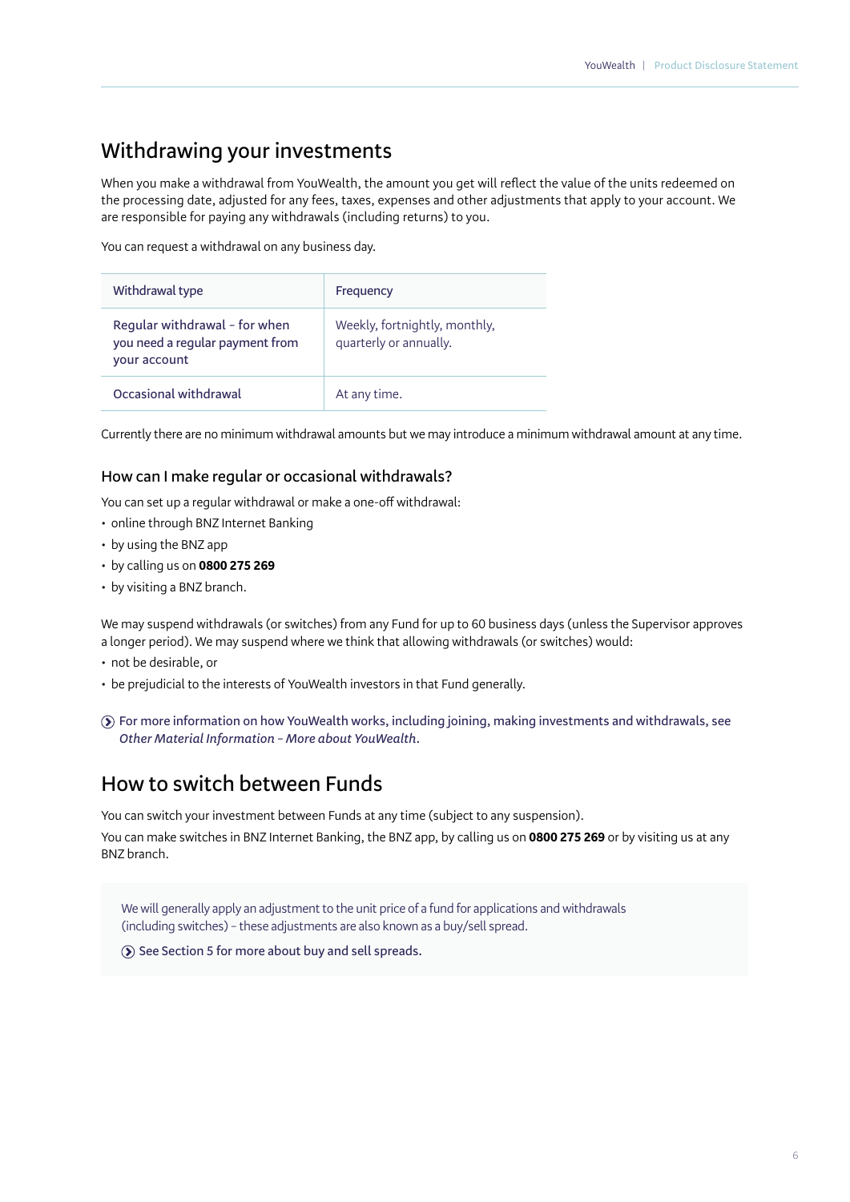## Withdrawing your investments

When you make a withdrawal from YouWealth, the amount you get will reflect the value of the units redeemed on the processing date, adjusted for any fees, taxes, expenses and other adjustments that apply to your account. We are responsible for paying any withdrawals (including returns) to you.

You can request a withdrawal on any business day.

| Withdrawal type | Frequency |
| --- | --- |
| Regular withdrawal – for when you need a regular payment from your account | Weekly, fortnightly, monthly, quarterly or annually. |
| Occasional withdrawal | At any time. |

Currently there are no minimum withdrawal amounts but we may introduce a minimum withdrawal amount at any time.

### How can I make regular or occasional withdrawals?

You can set up a regular withdrawal or make a one-off withdrawal:

- online through BNZ Internet Banking
- by using the BNZ app
- by calling us on **0800 275 269**
- by visiting a BNZ branch.

We may suspend withdrawals (or switches) from any Fund for up to 60 business days (unless the Supervisor approves a longer period). We may suspend where we think that allowing withdrawals (or switches) would:

- not be desirable, or
- be prejudicial to the interests of YouWealth investors in that Fund generally.

For more information on how YouWealth works, including joining, making investments and withdrawals, see *Other Material Information – More about YouWealth*.

## How to switch between Funds

You can switch your investment between Funds at any time (subject to any suspension).

You can make switches in BNZ Internet Banking, the BNZ app, by calling us on **0800 275 269** or by visiting us at any BNZ branch.

We will generally apply an adjustment to the unit price of a fund for applications and withdrawals (including switches) – these adjustments are also known as a buy/sell spread.

See Section 5 for more about buy and sell spreads.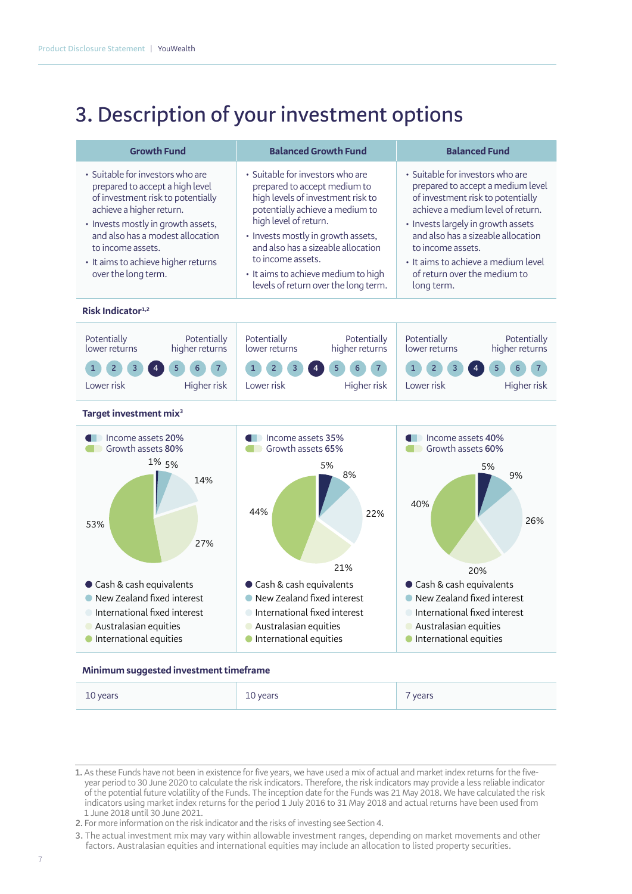# 3. Description of your investment options

| Growth Fund | Balanced Growth Fund | Balanced Fund |
|---|---|---|
| • Suitable for investors who are prepared to accept a high level of investment risk to potentially achieve a higher return.<br>• Invests mostly in growth assets, and also has a modest allocation to income assets.<br>• It aims to achieve higher returns over the long term. | • Suitable for investors who are prepared to accept medium to high levels of investment risk to potentially achieve a medium to high level of return.<br>• Invests mostly in growth assets, and also has a sizeable allocation to income assets.<br>• It aims to achieve medium to high levels of return over the long term. | • Suitable for investors who are prepared to accept a medium level of investment risk to potentially achieve a medium level of return.<br>• Invests largely in growth assets and also has a sizeable allocation to income assets.<br>• It aims to achieve a medium level of return over the medium to long term. |

**Risk Indicator**[1,2]

| Growth Fund | Balanced Growth Fund | Balanced Fund |
|---|---|---|
| Potentially lower returns / Potentially higher returns<br>1 2 3 **4** 5 6 7<br>Lower risk / Higher risk | Potentially lower returns / Potentially higher returns<br>1 2 3 **4** 5 6 7<br>Lower risk / Higher risk | Potentially lower returns / Potentially higher returns<br>1 2 3 **4** 5 6 7<br>Lower risk / Higher risk |

**Target investment mix**[3]

| | Growth Fund | Balanced Growth Fund | Balanced Fund |
|---|---|---|---|
| Income assets | **20%** | **35%** | **40%** |
| Growth assets | **80%** | **65%** | **60%** |
| Cash & cash equivalents | 1% | 5% | 5% |
| New Zealand fixed interest | 5% | 8% | 9% |
| International fixed interest | 14% | 22% | 26% |
| Australasian equities | 27% | 21% | 20% |
| International equities | 53% | 44% | 40% |

**Minimum suggested investment timeframe**

| Growth Fund | Balanced Growth Fund | Balanced Fund |
|---|---|---|
| 10 years | 10 years | 7 years |

1. As these Funds have not been in existence for five years, we have used a mix of actual and market index returns for the five-year period to 30 June 2020 to calculate the risk indicators. Therefore, the risk indicators may provide a less reliable indicator of the potential future volatility of the Funds. The inception date for the Funds was 21 May 2018. We have calculated the risk indicators using market index returns for the period 1 July 2016 to 31 May 2018 and actual returns have been used from 1 June 2018 until 30 June 2021.
2. For more information on the risk indicator and the risks of investing see Section 4.
3. The actual investment mix may vary within allowable investment ranges, depending on market movements and other factors. Australasian equities and international equities may include an allocation to listed property securities.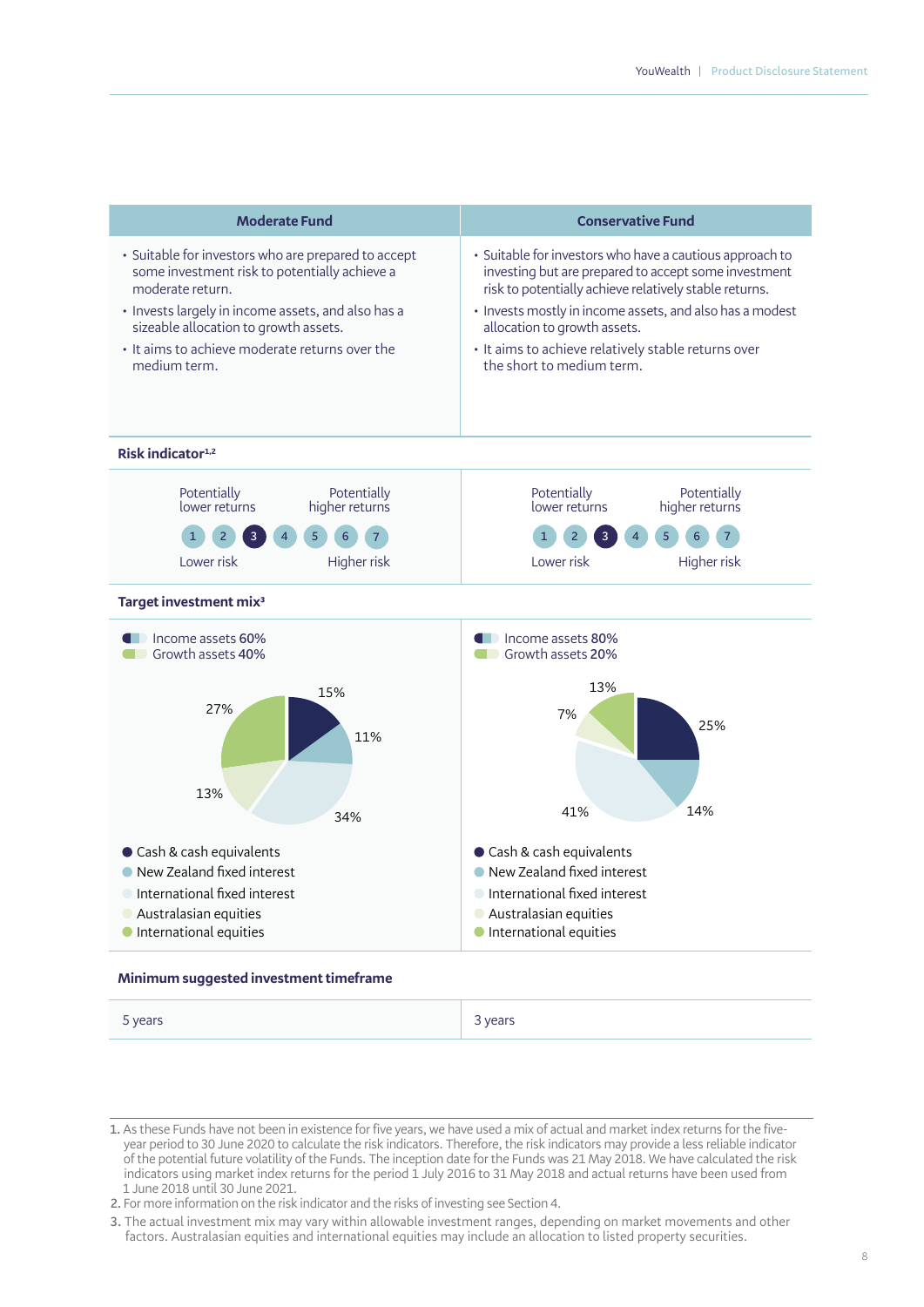| Moderate Fund | Conservative Fund |
|---|---|
| • Suitable for investors who are prepared to accept some investment risk to potentially achieve a moderate return.<br>• Invests largely in income assets, and also has a sizeable allocation to growth assets.<br>• It aims to achieve moderate returns over the medium term. | • Suitable for investors who have a cautious approach to investing but are prepared to accept some investment risk to potentially achieve relatively stable returns.<br>• Invests mostly in income assets, and also has a modest allocation to growth assets.<br>• It aims to achieve relatively stable returns over the short to medium term. |

**Risk indicator[1,2]**

| Moderate Fund | Conservative Fund |
|---|---|
| Potentially lower returns — Potentially higher returns<br>1 2 **3** 4 5 6 7<br>Lower risk — Higher risk | Potentially lower returns — Potentially higher returns<br>1 2 **3** 4 5 6 7<br>Lower risk — Higher risk |

**Target investment mix[3]**

| | Moderate Fund | Conservative Fund |
|---|---|---|
| Income assets | **60%** | **80%** |
| Growth assets | **40%** | **20%** |
| Cash & cash equivalents | 15% | 25% |
| New Zealand fixed interest | 11% | 14% |
| International fixed interest | 34% | 41% |
| Australasian equities | 13% | 7% |
| International equities | 27% | 13% |

**Minimum suggested investment timeframe**

| Moderate Fund | Conservative Fund |
|---|---|
| 5 years | 3 years |

1. As these Funds have not been in existence for five years, we have used a mix of actual and market index returns for the five-year period to 30 June 2020 to calculate the risk indicators. Therefore, the risk indicators may provide a less reliable indicator of the potential future volatility of the Funds. The inception date for the Funds was 21 May 2018. We have calculated the risk indicators using market index returns for the period 1 July 2016 to 31 May 2018 and actual returns have been used from 1 June 2018 until 30 June 2021.
2. For more information on the risk indicator and the risks of investing see Section 4.
3. The actual investment mix may vary within allowable investment ranges, depending on market movements and other factors. Australasian equities and international equities may include an allocation to listed property securities.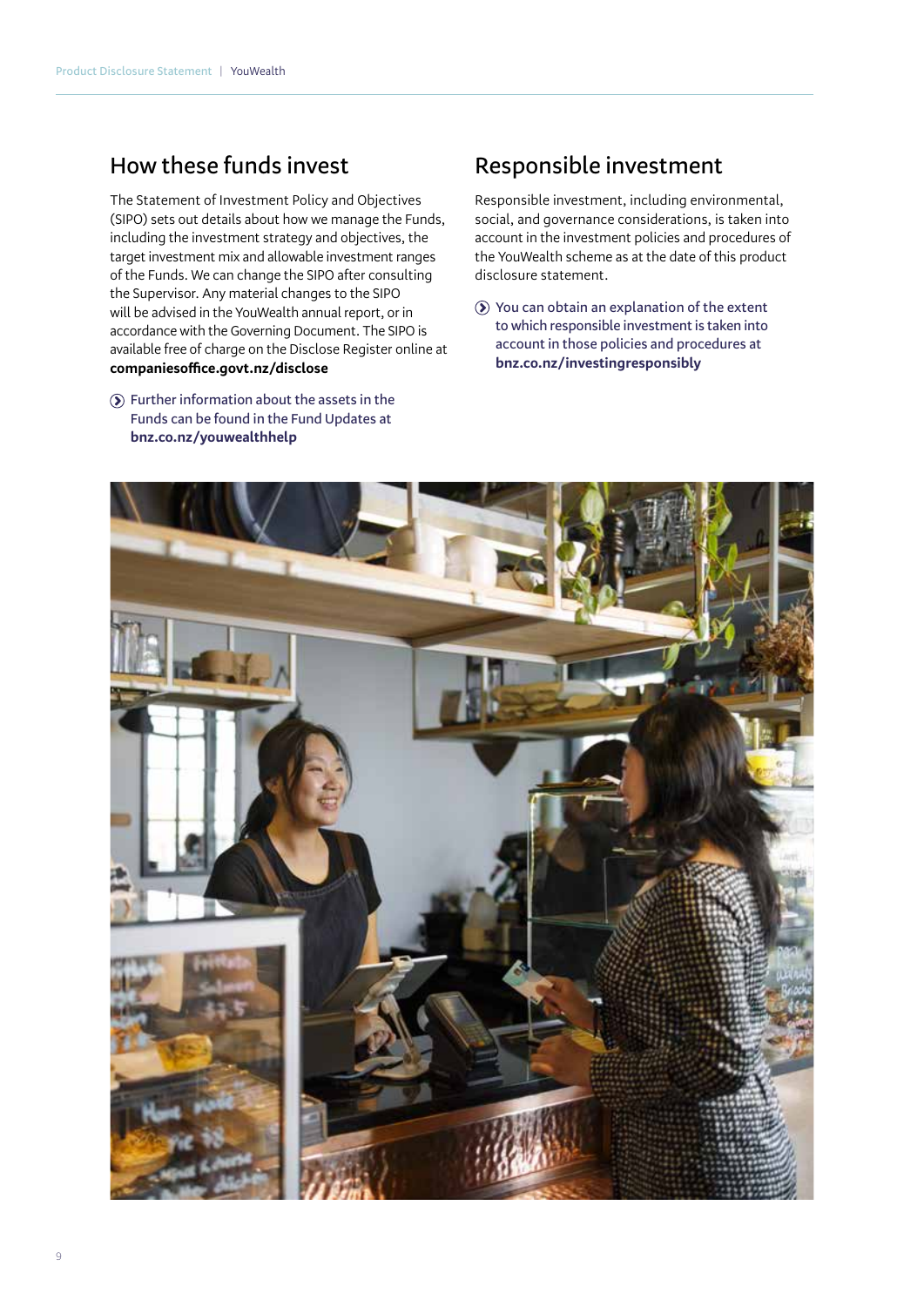## How these funds invest

The Statement of Investment Policy and Objectives (SIPO) sets out details about how we manage the Funds, including the investment strategy and objectives, the target investment mix and allowable investment ranges of the Funds. We can change the SIPO after consulting the Supervisor. Any material changes to the SIPO will be advised in the YouWealth annual report, or in accordance with the Governing Document. The SIPO is available free of charge on the Disclose Register online at **companiesoffice.govt.nz/disclose**

Further information about the assets in the Funds can be found in the Fund Updates at **bnz.co.nz/youwealthhelp**

## Responsible investment

Responsible investment, including environmental, social, and governance considerations, is taken into account in the investment policies and procedures of the YouWealth scheme as at the date of this product disclosure statement.

You can obtain an explanation of the extent to which responsible investment is taken into account in those policies and procedures at **bnz.co.nz/investingresponsibly**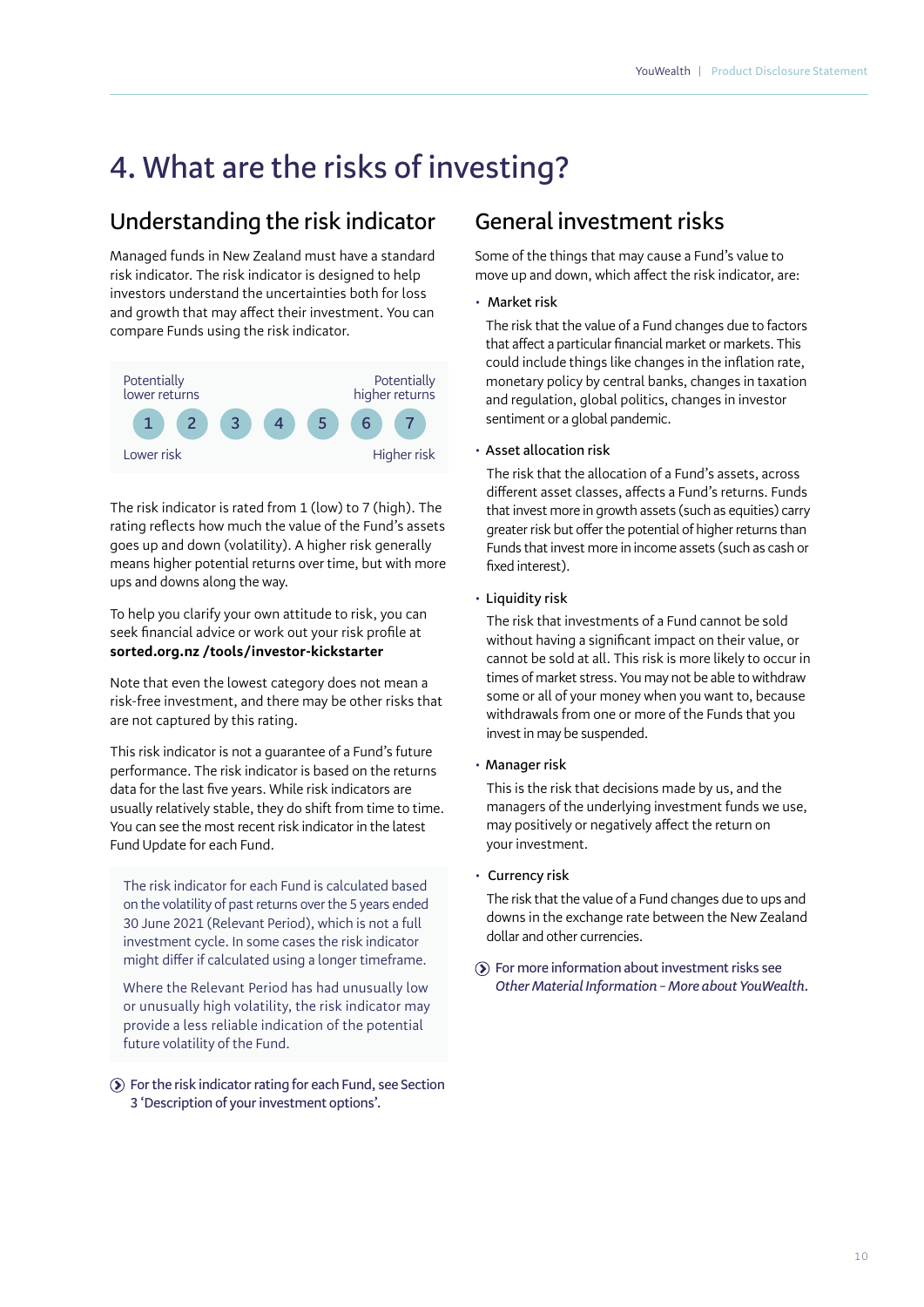# 4. What are the risks of investing?

## Understanding the risk indicator

Managed funds in New Zealand must have a standard risk indicator. The risk indicator is designed to help investors understand the uncertainties both for loss and growth that may affect their investment. You can compare Funds using the risk indicator.

| Potentially lower returns | | | | | | Potentially higher returns |
|---|---|---|---|---|---|---|
| 1 | 2 | 3 | 4 | 5 | 6 | 7 |
| Lower risk | | | | | | Higher risk |

The risk indicator is rated from 1 (low) to 7 (high). The rating reflects how much the value of the Fund's assets goes up and down (volatility). A higher risk generally means higher potential returns over time, but with more ups and downs along the way.

To help you clarify your own attitude to risk, you can seek financial advice or work out your risk profile at **sorted.org.nz /tools/investor-kickstarter**

Note that even the lowest category does not mean a risk-free investment, and there may be other risks that are not captured by this rating.

This risk indicator is not a guarantee of a Fund's future performance. The risk indicator is based on the returns data for the last five years. While risk indicators are usually relatively stable, they do shift from time to time. You can see the most recent risk indicator in the latest Fund Update for each Fund.

The risk indicator for each Fund is calculated based on the volatility of past returns over the 5 years ended 30 June 2021 (Relevant Period), which is not a full investment cycle. In some cases the risk indicator might differ if calculated using a longer timeframe.

Where the Relevant Period has had unusually low or unusually high volatility, the risk indicator may provide a less reliable indication of the potential future volatility of the Fund.

For the risk indicator rating for each Fund, see Section 3 'Description of your investment options'.

## General investment risks

Some of the things that may cause a Fund's value to move up and down, which affect the risk indicator, are:

- Market risk

  The risk that the value of a Fund changes due to factors that affect a particular financial market or markets. This could include things like changes in the inflation rate, monetary policy by central banks, changes in taxation and regulation, global politics, changes in investor sentiment or a global pandemic.

- Asset allocation risk

  The risk that the allocation of a Fund's assets, across different asset classes, affects a Fund's returns. Funds that invest more in growth assets (such as equities) carry greater risk but offer the potential of higher returns than Funds that invest more in income assets (such as cash or fixed interest).

- Liquidity risk

  The risk that investments of a Fund cannot be sold without having a significant impact on their value, or cannot be sold at all. This risk is more likely to occur in times of market stress. You may not be able to withdraw some or all of your money when you want to, because withdrawals from one or more of the Funds that you invest in may be suspended.

- Manager risk

  This is the risk that decisions made by us, and the managers of the underlying investment funds we use, may positively or negatively affect the return on your investment.

- Currency risk

  The risk that the value of a Fund changes due to ups and downs in the exchange rate between the New Zealand dollar and other currencies.

For more information about investment risks see *Other Material Information – More about YouWealth*.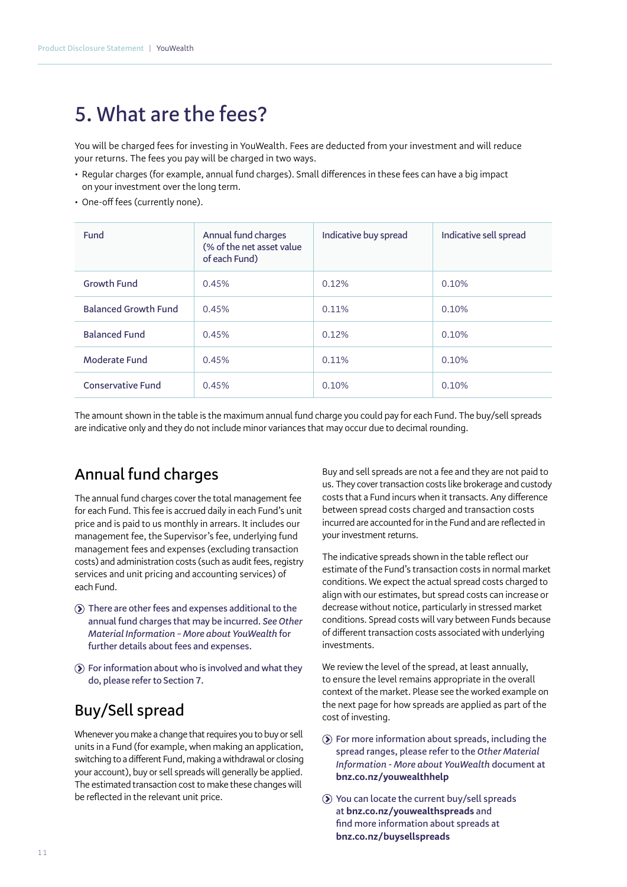# 5. What are the fees?

You will be charged fees for investing in YouWealth. Fees are deducted from your investment and will reduce your returns. The fees you pay will be charged in two ways.

- Regular charges (for example, annual fund charges). Small differences in these fees can have a big impact on your investment over the long term.
- One-off fees (currently none).

| Fund | Annual fund charges (% of the net asset value of each Fund) | Indicative buy spread | Indicative sell spread |
|---|---|---|---|
| Growth Fund | 0.45% | 0.12% | 0.10% |
| Balanced Growth Fund | 0.45% | 0.11% | 0.10% |
| Balanced Fund | 0.45% | 0.12% | 0.10% |
| Moderate Fund | 0.45% | 0.11% | 0.10% |
| Conservative Fund | 0.45% | 0.10% | 0.10% |

The amount shown in the table is the maximum annual fund charge you could pay for each Fund. The buy/sell spreads are indicative only and they do not include minor variances that may occur due to decimal rounding.

## Annual fund charges

The annual fund charges cover the total management fee for each Fund. This fee is accrued daily in each Fund's unit price and is paid to us monthly in arrears. It includes our management fee, the Supervisor's fee, underlying fund management fees and expenses (excluding transaction costs) and administration costs (such as audit fees, registry services and unit pricing and accounting services) of each Fund.

- There are other fees and expenses additional to the annual fund charges that may be incurred. *See Other Material Information - More about YouWealth* for further details about fees and expenses.
- For information about who is involved and what they do, please refer to Section 7.

## Buy/Sell spread

Whenever you make a change that requires you to buy or sell units in a Fund (for example, when making an application, switching to a different Fund, making a withdrawal or closing your account), buy or sell spreads will generally be applied. The estimated transaction cost to make these changes will be reflected in the relevant unit price.

Buy and sell spreads are not a fee and they are not paid to us. They cover transaction costs like brokerage and custody costs that a Fund incurs when it transacts. Any difference between spread costs charged and transaction costs incurred are accounted for in the Fund and are reflected in your investment returns.

The indicative spreads shown in the table reflect our estimate of the Fund's transaction costs in normal market conditions. We expect the actual spread costs charged to align with our estimates, but spread costs can increase or decrease without notice, particularly in stressed market conditions. Spread costs will vary between Funds because of different transaction costs associated with underlying investments.

We review the level of the spread, at least annually, to ensure the level remains appropriate in the overall context of the market. Please see the worked example on the next page for how spreads are applied as part of the cost of investing.

- For more information about spreads, including the spread ranges, please refer to the *Other Material Information - More about YouWealth* document at **bnz.co.nz/youwealthhelp**
- You can locate the current buy/sell spreads at **bnz.co.nz/youwealthspreads** and find more information about spreads at **bnz.co.nz/buysellspreads**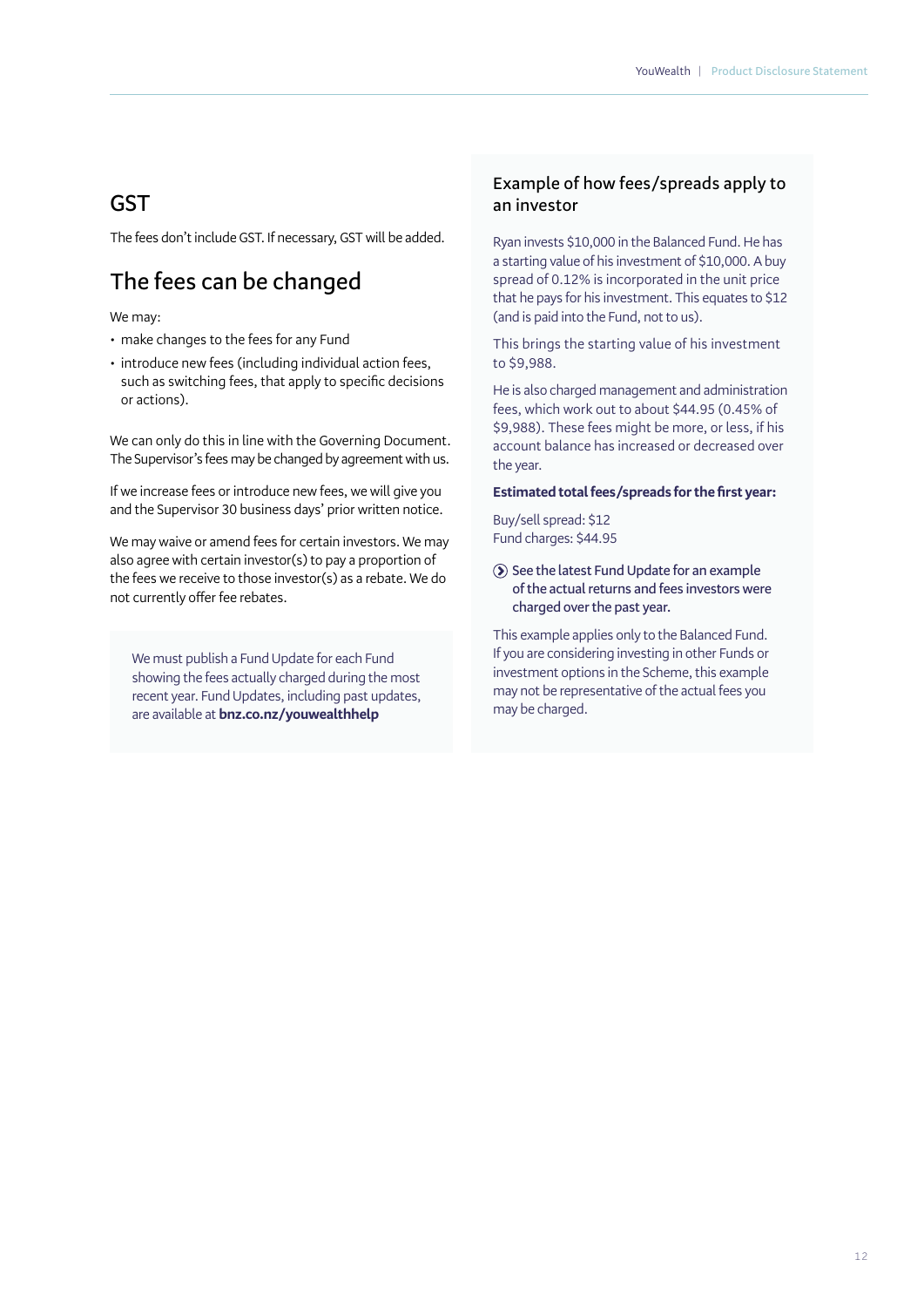## GST

The fees don't include GST. If necessary, GST will be added.

## The fees can be changed

We may:

- make changes to the fees for any Fund
- introduce new fees (including individual action fees, such as switching fees, that apply to specific decisions or actions).

We can only do this in line with the Governing Document. The Supervisor's fees may be changed by agreement with us.

If we increase fees or introduce new fees, we will give you and the Supervisor 30 business days' prior written notice.

We may waive or amend fees for certain investors. We may also agree with certain investor(s) to pay a proportion of the fees we receive to those investor(s) as a rebate. We do not currently offer fee rebates.

We must publish a Fund Update for each Fund showing the fees actually charged during the most recent year. Fund Updates, including past updates, are available at **bnz.co.nz/youwealthhelp**

### Example of how fees/spreads apply to an investor

Ryan invests $10,000 in the Balanced Fund. He has a starting value of his investment of $10,000. A buy spread of 0.12% is incorporated in the unit price that he pays for his investment. This equates to $12 (and is paid into the Fund, not to us).

This brings the starting value of his investment to $9,988.

He is also charged management and administration fees, which work out to about $44.95 (0.45% of $9,988). These fees might be more, or less, if his account balance has increased or decreased over the year.

**Estimated total fees/spreads for the first year:**

Buy/sell spread: $12
Fund charges: $44.95

See the latest Fund Update for an example of the actual returns and fees investors were charged over the past year.

This example applies only to the Balanced Fund. If you are considering investing in other Funds or investment options in the Scheme, this example may not be representative of the actual fees you may be charged.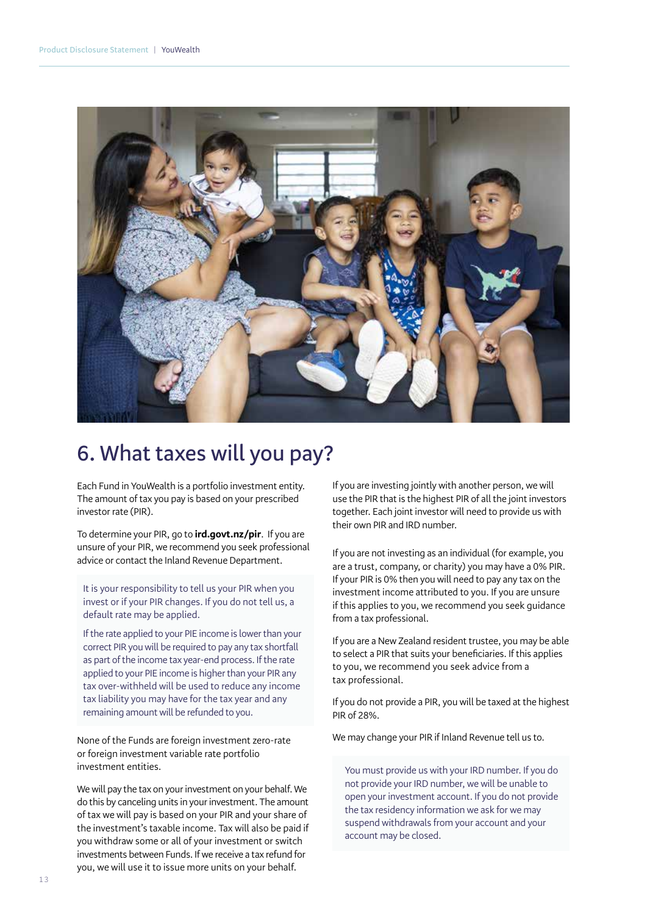# 6. What taxes will you pay?

Each Fund in YouWealth is a portfolio investment entity. The amount of tax you pay is based on your prescribed investor rate (PIR).

To determine your PIR, go to **ird.govt.nz/pir**. If you are unsure of your PIR, we recommend you seek professional advice or contact the Inland Revenue Department.

> It is your responsibility to tell us your PIR when you invest or if your PIR changes. If you do not tell us, a default rate may be applied.
>
> If the rate applied to your PIE income is lower than your correct PIR you will be required to pay any tax shortfall as part of the income tax year-end process. If the rate applied to your PIE income is higher than your PIR any tax over-withheld will be used to reduce any income tax liability you may have for the tax year and any remaining amount will be refunded to you.

None of the Funds are foreign investment zero-rate or foreign investment variable rate portfolio investment entities.

We will pay the tax on your investment on your behalf. We do this by canceling units in your investment. The amount of tax we will pay is based on your PIR and your share of the investment's taxable income. Tax will also be paid if you withdraw some or all of your investment or switch investments between Funds. If we receive a tax refund for you, we will use it to issue more units on your behalf.

If you are investing jointly with another person, we will use the PIR that is the highest PIR of all the joint investors together. Each joint investor will need to provide us with their own PIR and IRD number.

If you are not investing as an individual (for example, you are a trust, company, or charity) you may have a 0% PIR. If your PIR is 0% then you will need to pay any tax on the investment income attributed to you. If you are unsure if this applies to you, we recommend you seek guidance from a tax professional.

If you are a New Zealand resident trustee, you may be able to select a PIR that suits your beneficiaries. If this applies to you, we recommend you seek advice from a tax professional.

If you do not provide a PIR, you will be taxed at the highest PIR of 28%.

We may change your PIR if Inland Revenue tell us to.

> You must provide us with your IRD number. If you do not provide your IRD number, we will be unable to open your investment account. If you do not provide the tax residency information we ask for we may suspend withdrawals from your account and your account may be closed.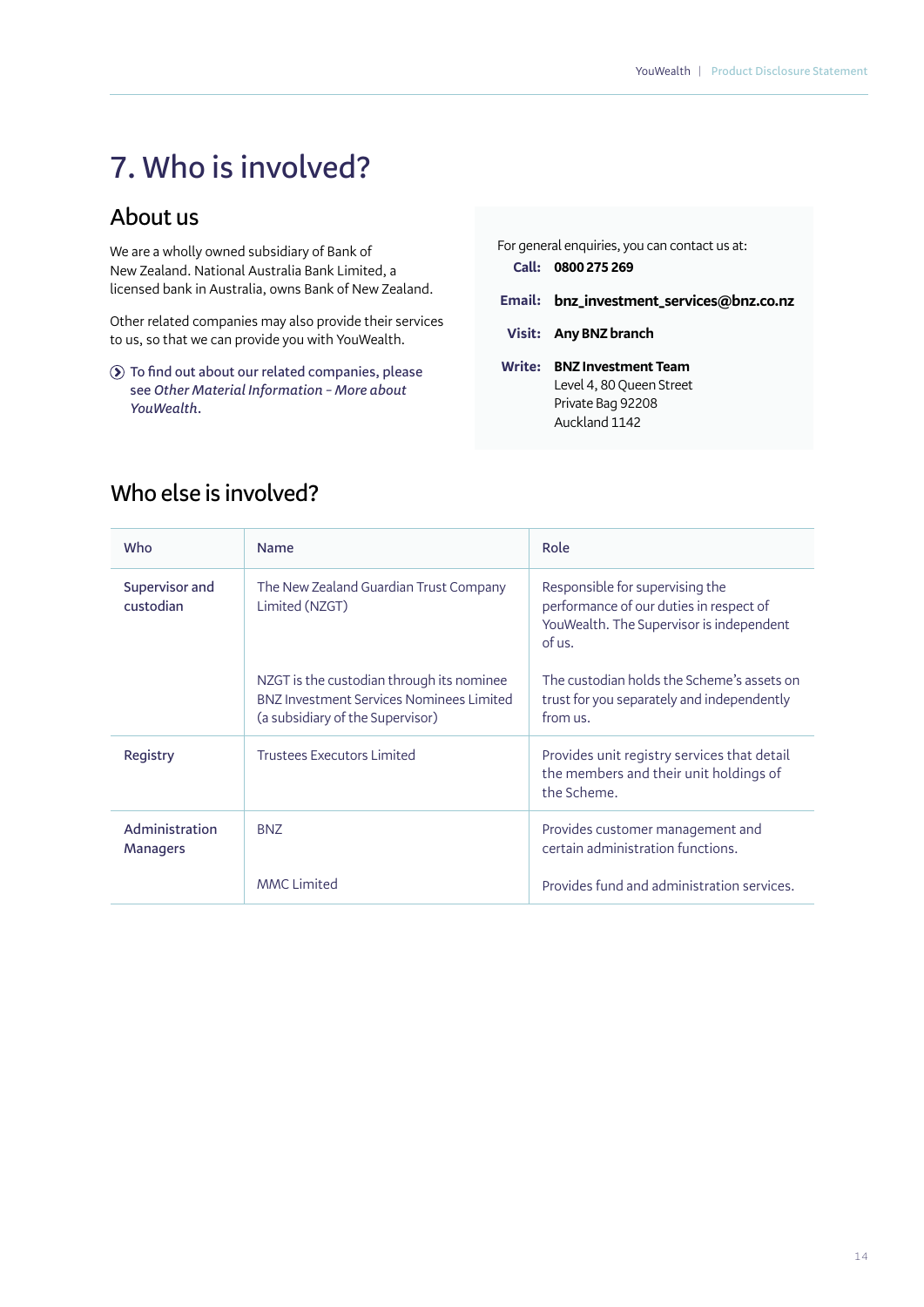# 7. Who is involved?

## About us

We are a wholly owned subsidiary of Bank of New Zealand. National Australia Bank Limited, a licensed bank in Australia, owns Bank of New Zealand.

Other related companies may also provide their services to us, so that we can provide you with YouWealth.

To find out about our related companies, please see *Other Material Information – More about YouWealth*.

For general enquiries, you can contact us at:

**Call:** **0800 275 269**

**Email:** **bnz_investment_services@bnz.co.nz**

**Visit:** **Any BNZ branch**

**Write:** **BNZ Investment Team**
Level 4, 80 Queen Street
Private Bag 92208
Auckland 1142

## Who else is involved?

| Who | Name | Role |
|---|---|---|
| Supervisor and custodian | The New Zealand Guardian Trust Company Limited (NZGT) | Responsible for supervising the performance of our duties in respect of YouWealth. The Supervisor is independent of us. |
| | NZGT is the custodian through its nominee BNZ Investment Services Nominees Limited (a subsidiary of the Supervisor) | The custodian holds the Scheme's assets on trust for you separately and independently from us. |
| Registry | Trustees Executors Limited | Provides unit registry services that detail the members and their unit holdings of the Scheme. |
| Administration Managers | BNZ | Provides customer management and certain administration functions. |
| | MMC Limited | Provides fund and administration services. |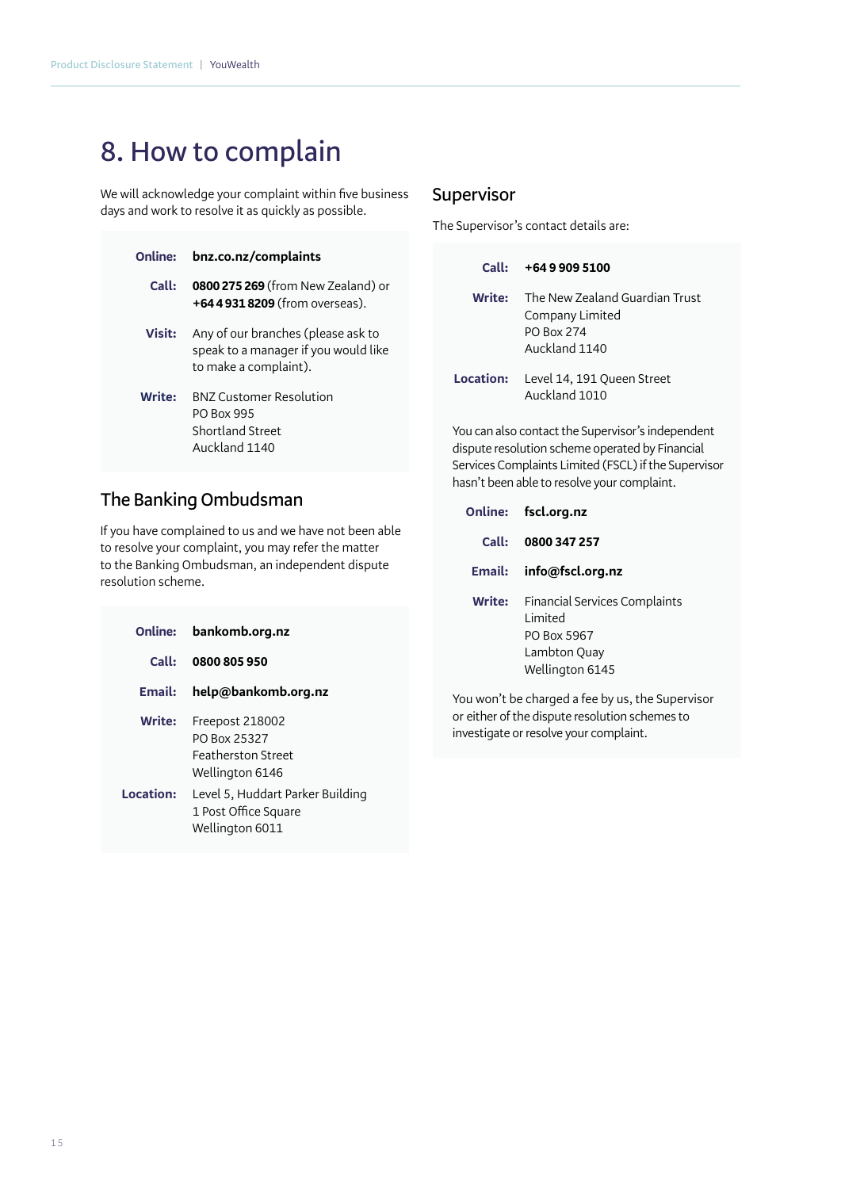# 8. How to complain

We will acknowledge your complaint within five business days and work to resolve it as quickly as possible.

**Online:** **bnz.co.nz/complaints**

**Call:** **0800 275 269** (from New Zealand) or **+64 4 931 8209** (from overseas).

**Visit:** Any of our branches (please ask to speak to a manager if you would like to make a complaint).

**Write:** BNZ Customer Resolution
PO Box 995
Shortland Street
Auckland 1140

## The Banking Ombudsman

If you have complained to us and we have not been able to resolve your complaint, you may refer the matter to the Banking Ombudsman, an independent dispute resolution scheme.

**Online:** **bankomb.org.nz**

**Call:** **0800 805 950**

**Email:** **help@bankomb.org.nz**

**Write:** Freepost 218002
PO Box 25327
Featherston Street
Wellington 6146

**Location:** Level 5, Huddart Parker Building
1 Post Office Square
Wellington 6011

## Supervisor

The Supervisor's contact details are:

**Call:** **+64 9 909 5100**

**Write:** The New Zealand Guardian Trust Company Limited
PO Box 274
Auckland 1140

**Location:** Level 14, 191 Queen Street
Auckland 1010

You can also contact the Supervisor's independent dispute resolution scheme operated by Financial Services Complaints Limited (FSCL) if the Supervisor hasn't been able to resolve your complaint.

**Online:** **fscl.org.nz**

**Call:** **0800 347 257**

**Email:** **info@fscl.org.nz**

**Write:** Financial Services Complaints Limited
PO Box 5967
Lambton Quay
Wellington 6145

You won't be charged a fee by us, the Supervisor or either of the dispute resolution schemes to investigate or resolve your complaint.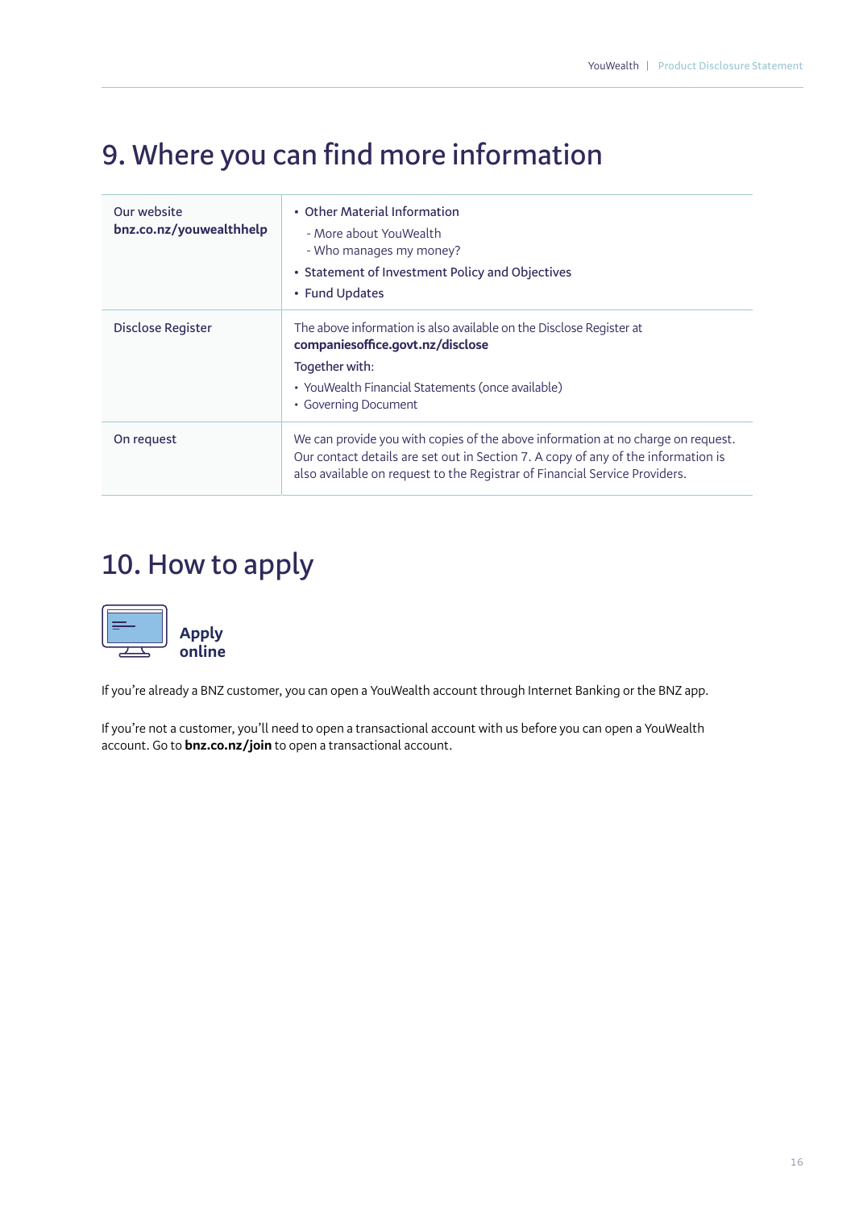# 9. Where you can find more information

| | |
|---|---|
| Our website **bnz.co.nz/youwealthhelp** | • Other Material Information<br>- More about YouWealth<br>- Who manages my money?<br>• Statement of Investment Policy and Objectives<br>• Fund Updates |
| Disclose Register | The above information is also available on the Disclose Register at **companiesoffice.govt.nz/disclose**<br>Together with:<br>• YouWealth Financial Statements (once available)<br>• Governing Document |
| On request | We can provide you with copies of the above information at no charge on request. Our contact details are set out in Section 7. A copy of any of the information is also available on request to the Registrar of Financial Service Providers. |

# 10. How to apply

**Apply online**

If you're already a BNZ customer, you can open a YouWealth account through Internet Banking or the BNZ app.

If you're not a customer, you'll need to open a transactional account with us before you can open a YouWealth account. Go to **bnz.co.nz/join** to open a transactional account.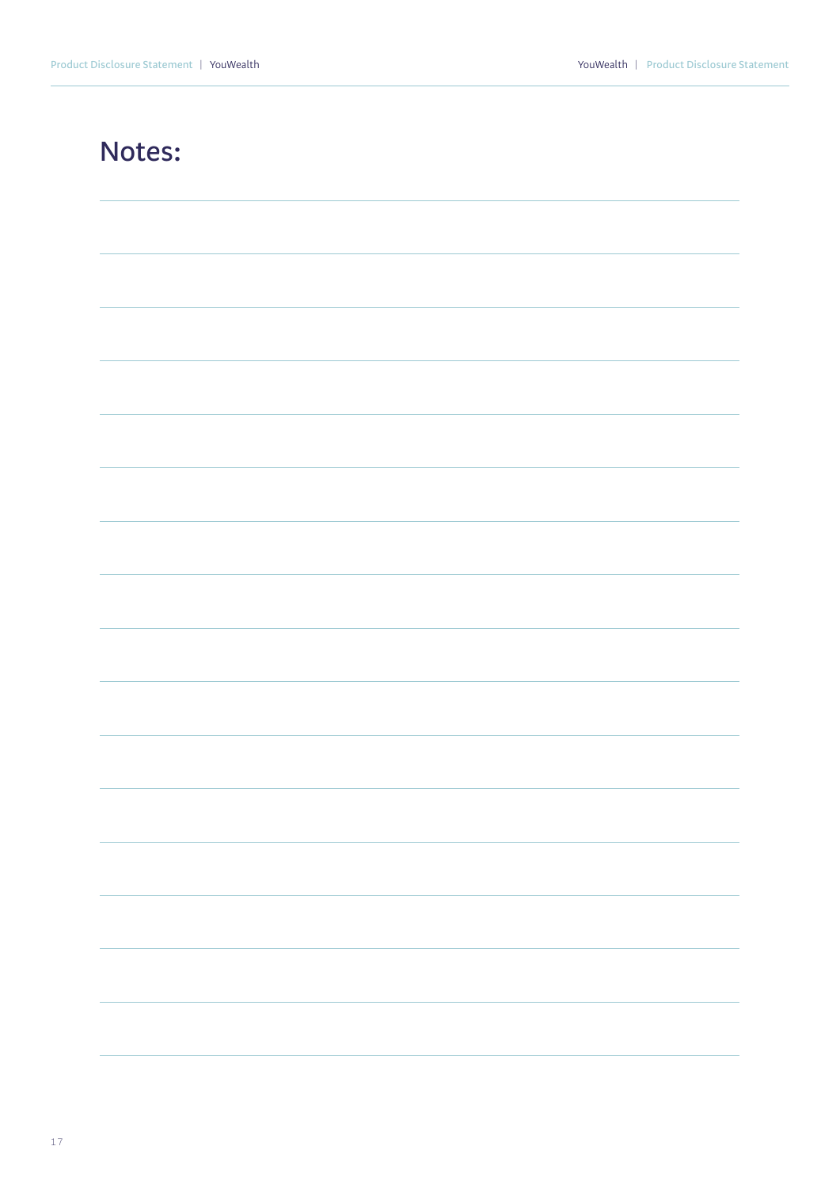# Notes: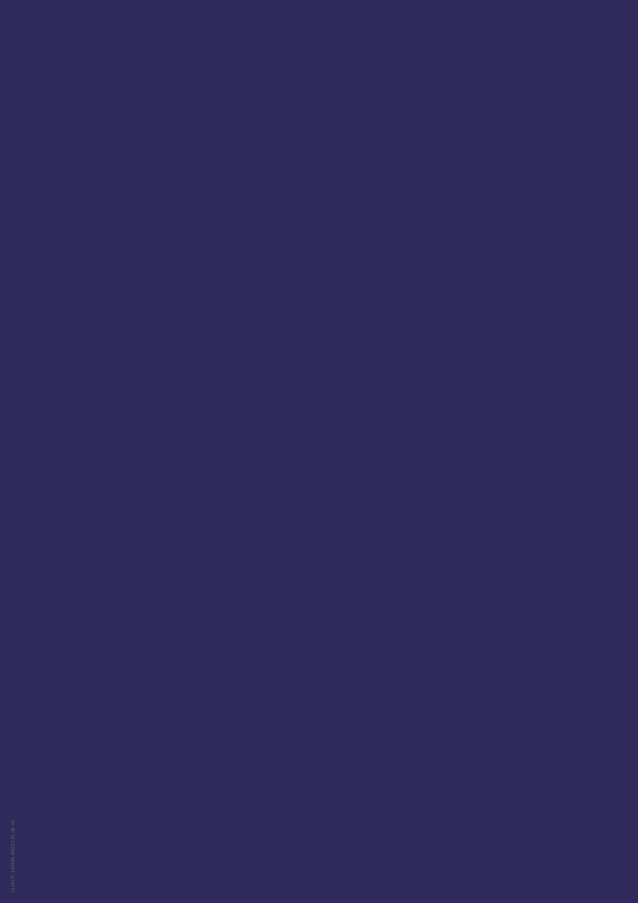(11917) 107426 BNZ1233 08-21